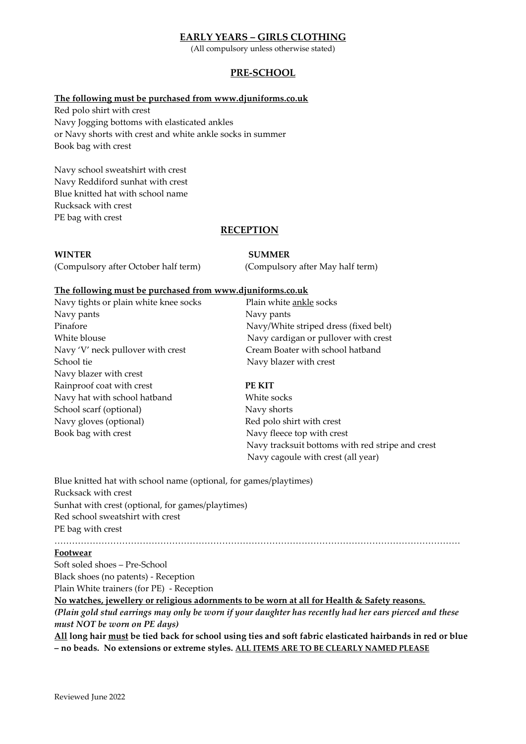# EARLY YEARS – GIRLS CLOTHING

(All compulsory unless otherwise stated)

## PRE-SCHOOL

**The following must be purchased from www.djuniforms.co.uk**

Red polo shirt with crest
Navy Jogging bottoms with elasticated ankles
or Navy shorts with crest and white ankle socks in summer
Book bag with crest

Navy school sweatshirt with crest
Navy Reddiford sunhat with crest
Blue knitted hat with school name
Rucksack with crest
PE bag with crest

## RECEPTION

**WINTER**
(Compulsory after October half term)

**The following must be purchased from www.djuniforms.co.uk**

Navy tights or plain white knee socks
Navy pants
Pinafore
White blouse
Navy 'V' neck pullover with crest
School tie
Navy blazer with crest
Rainproof coat with crest
Navy hat with school hatband
School scarf (optional)
Navy gloves (optional)
Book bag with crest

**SUMMER**
(Compulsory after May half term)

Plain white ankle socks
Navy pants
Navy/White striped dress (fixed belt)
Navy cardigan or pullover with crest
Cream Boater with school hatband
Navy blazer with crest

**PE KIT**

White socks
Navy shorts
Red polo shirt with crest
Navy fleece top with crest
Navy tracksuit bottoms with red stripe and crest
Navy cagoule with crest (all year)

Blue knitted hat with school name (optional, for games/playtimes)
Rucksack with crest
Sunhat with crest (optional, for games/playtimes)
Red school sweatshirt with crest
PE bag with crest

…………………………………………………………………………………………………………………………

**Footwear**

Soft soled shoes – Pre-School
Black shoes (no patents) - Reception
Plain White trainers (for PE) - Reception

**No watches, jewellery or religious adornments to be worn at all for Health & Safety reasons.**

***(Plain gold stud earrings may only be worn if your daughter has recently had her ears pierced and these must NOT be worn on PE days)***

**All long hair must be tied back for school using ties and soft fabric elasticated hairbands in red or blue – no beads. No extensions or extreme styles. ALL ITEMS ARE TO BE CLEARLY NAMED PLEASE**

Reviewed June 2022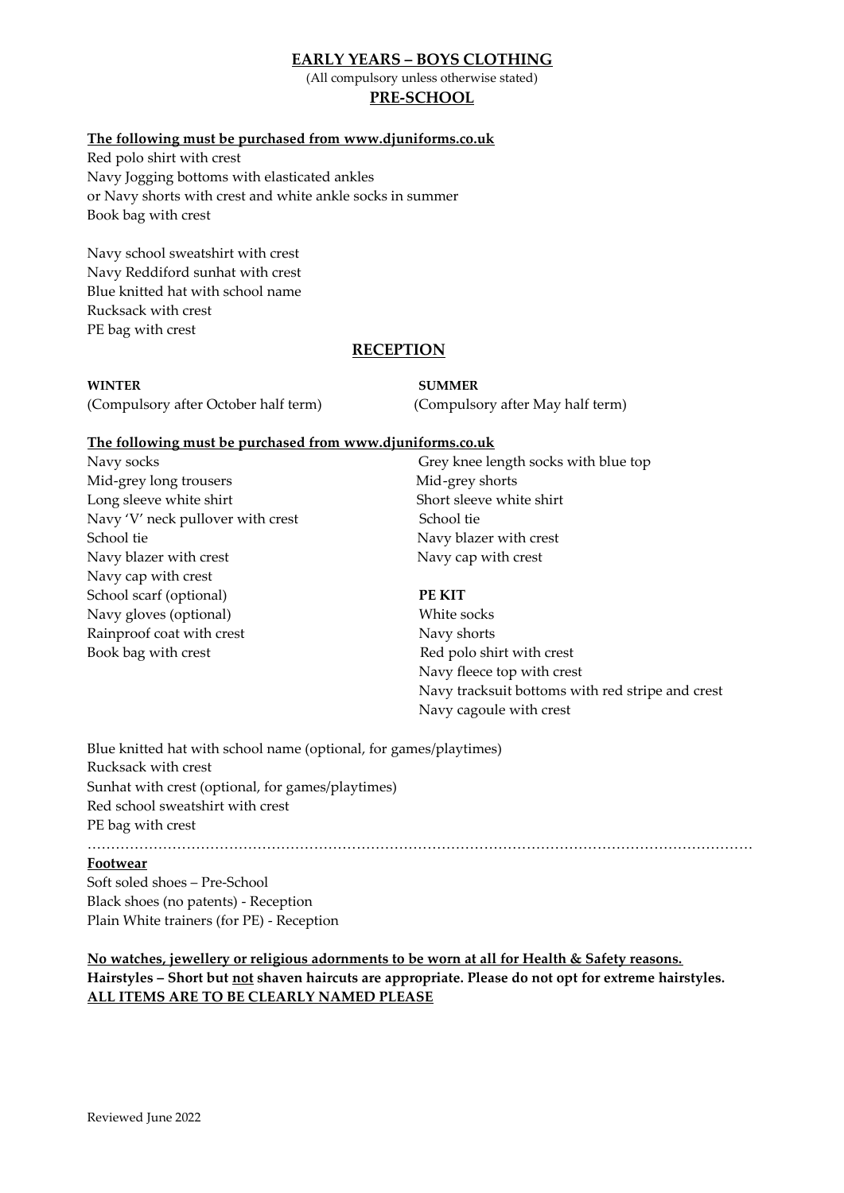## EARLY YEARS – BOYS CLOTHING

(All compulsory unless otherwise stated)

### PRE-SCHOOL

**The following must be purchased from www.djuniforms.co.uk**

Red polo shirt with crest
Navy Jogging bottoms with elasticated ankles
or Navy shorts with crest and white ankle socks in summer
Book bag with crest

Navy school sweatshirt with crest
Navy Reddiford sunhat with crest
Blue knitted hat with school name
Rucksack with crest
PE bag with crest

### RECEPTION

**WINTER**
(Compulsory after October half term)

**SUMMER**
(Compulsory after May half term)

**The following must be purchased from www.djuniforms.co.uk**

**Winter:**

Navy socks
Mid-grey long trousers
Long sleeve white shirt
Navy 'V' neck pullover with crest
School tie
Navy blazer with crest
Navy cap with crest
School scarf (optional)
Navy gloves (optional)
Rainproof coat with crest
Book bag with crest

**Summer:**

Grey knee length socks with blue top
Mid-grey shorts
Short sleeve white shirt
School tie
Navy blazer with crest
Navy cap with crest

**PE KIT**

White socks
Navy shorts
Red polo shirt with crest
Navy fleece top with crest
Navy tracksuit bottoms with red stripe and crest
Navy cagoule with crest

Blue knitted hat with school name (optional, for games/playtimes)
Rucksack with crest
Sunhat with crest (optional, for games/playtimes)
Red school sweatshirt with crest
PE bag with crest

---

**Footwear**

Soft soled shoes – Pre-School
Black shoes (no patents) - Reception
Plain White trainers (for PE) - Reception

**No watches, jewellery or religious adornments to be worn at all for Health & Safety reasons.**
**Hairstyles – Short but not shaven haircuts are appropriate. Please do not opt for extreme hairstyles.**
**ALL ITEMS ARE TO BE CLEARLY NAMED PLEASE**

Reviewed June 2022